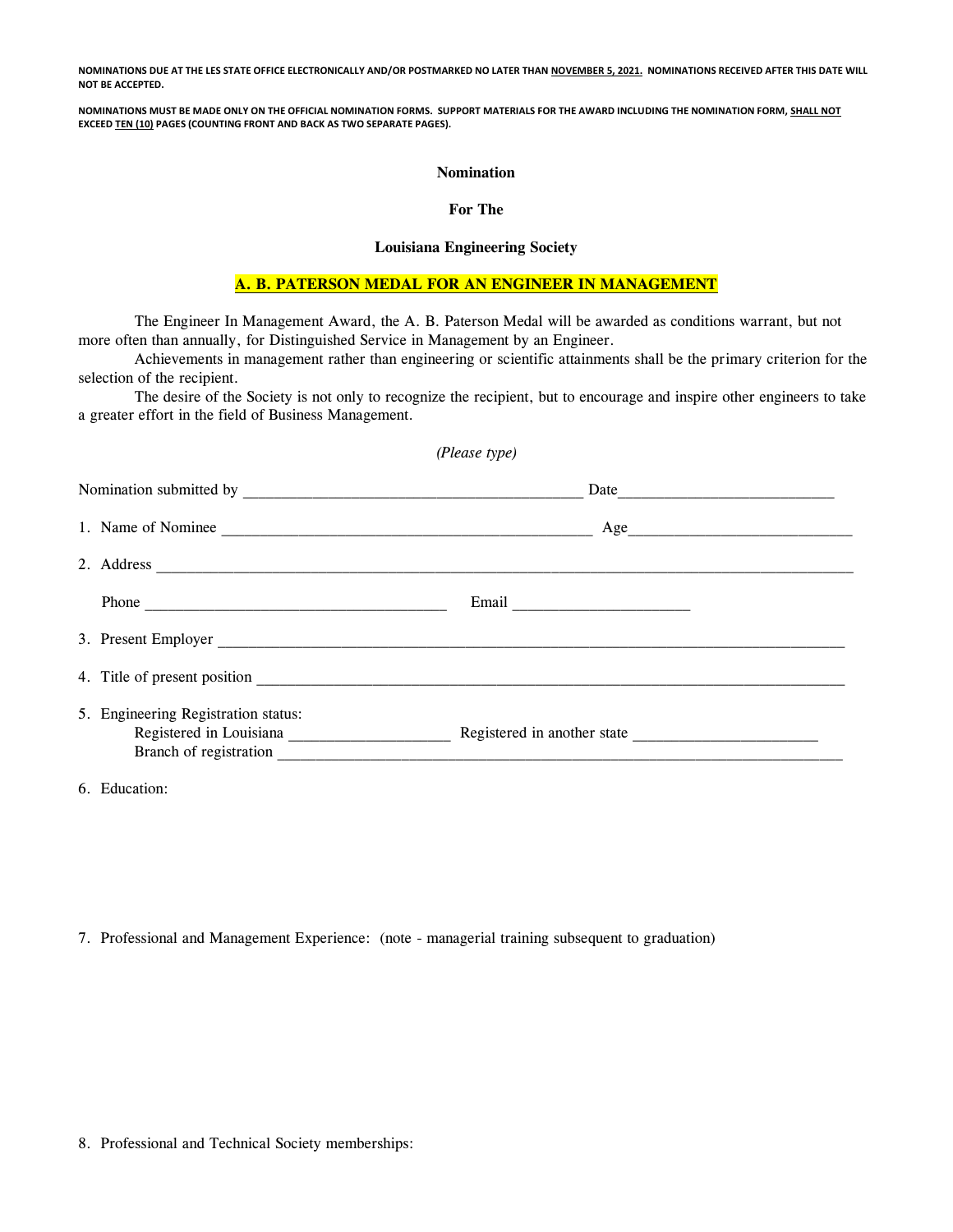**NOMINATIONS DUE AT THE LES STATE OFFICE ELECTRONICALLY AND/OR POSTMARKED NO LATER THAN NOVEMBER 5, 2021. NOMINATIONS RECEIVED AFTER THIS DATE WILL NOT BE ACCEPTED.**

**NOMINATIONS MUST BE MADE ONLY ON THE OFFICIAL NOMINATION FORMS. SUPPORT MATERIALS FOR THE AWARD INCLUDING THE NOMINATION FORM, SHALL NOT EXCEED TEN (10) PAGES (COUNTING FRONT AND BACK AS TWO SEPARATE PAGES).**

**Nomination**

**For The**

**Louisiana Engineering Society**

## A. B. PATERSON MEDAL FOR AN ENGINEER IN MANAGEMENT

The Engineer In Management Award, the A. B. Paterson Medal will be awarded as conditions warrant, but not more often than annually, for Distinguished Service in Management by an Engineer.

Achievements in management rather than engineering or scientific attainments shall be the primary criterion for the selection of the recipient.

The desire of the Society is not only to recognize the recipient, but to encourage and inspire other engineers to take a greater effort in the field of Business Management.

*(Please type)*

Nomination submitted by ________________________________________ Date__________________________

1. Name of Nominee _____________________________________________ Age___________________________

2. Address ____________________________________________________________________________________

   Phone ____________________________________ Email _____________________

3. Present Employer _____________________________________________________________________________

4. Title of present position _______________________________________________________________________

5. Engineering Registration status:
   Registered in Louisiana ___________________ Registered in another state ______________________
   Branch of registration _________________________________________________________________________

6. Education:

7. Professional and Management Experience: (note - managerial training subsequent to graduation)

8. Professional and Technical Society memberships: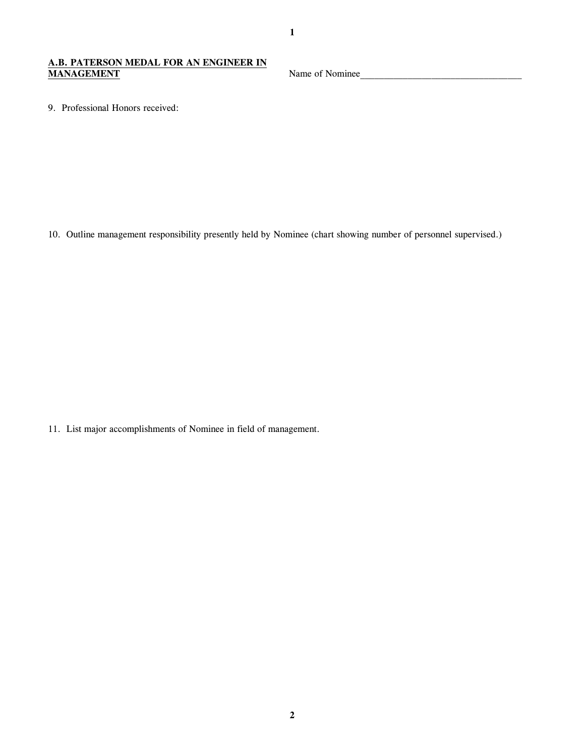**A.B. PATERSON MEDAL FOR AN ENGINEER IN MANAGEMENT**

Name of Nominee_________________________________

9. Professional Honors received:

10. Outline management responsibility presently held by Nominee (chart showing number of personnel supervised.)

11. List major accomplishments of Nominee in field of management.